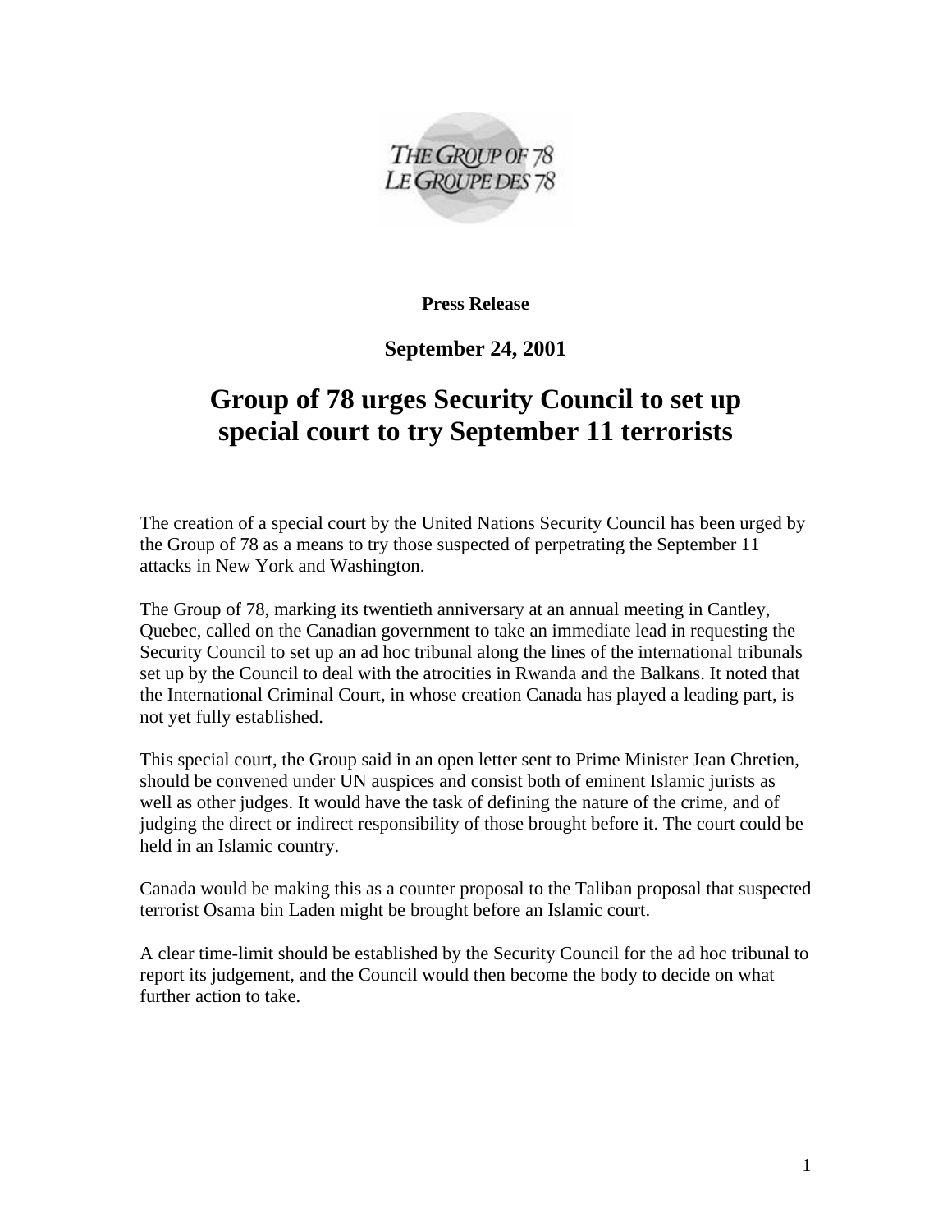THE GROUP OF 78
LE GROUPE DES 78

**Press Release**

**September 24, 2001**

# Group of 78 urges Security Council to set up special court to try September 11 terrorists

The creation of a special court by the United Nations Security Council has been urged by the Group of 78 as a means to try those suspected of perpetrating the September 11 attacks in New York and Washington.

The Group of 78, marking its twentieth anniversary at an annual meeting in Cantley, Quebec, called on the Canadian government to take an immediate lead in requesting the Security Council to set up an ad hoc tribunal along the lines of the international tribunals set up by the Council to deal with the atrocities in Rwanda and the Balkans. It noted that the International Criminal Court, in whose creation Canada has played a leading part, is not yet fully established.

This special court, the Group said in an open letter sent to Prime Minister Jean Chretien, should be convened under UN auspices and consist both of eminent Islamic jurists as well as other judges. It would have the task of defining the nature of the crime, and of judging the direct or indirect responsibility of those brought before it. The court could be held in an Islamic country.

Canada would be making this as a counter proposal to the Taliban proposal that suspected terrorist Osama bin Laden might be brought before an Islamic court.

A clear time-limit should be established by the Security Council for the ad hoc tribunal to report its judgement, and the Council would then become the body to decide on what further action to take.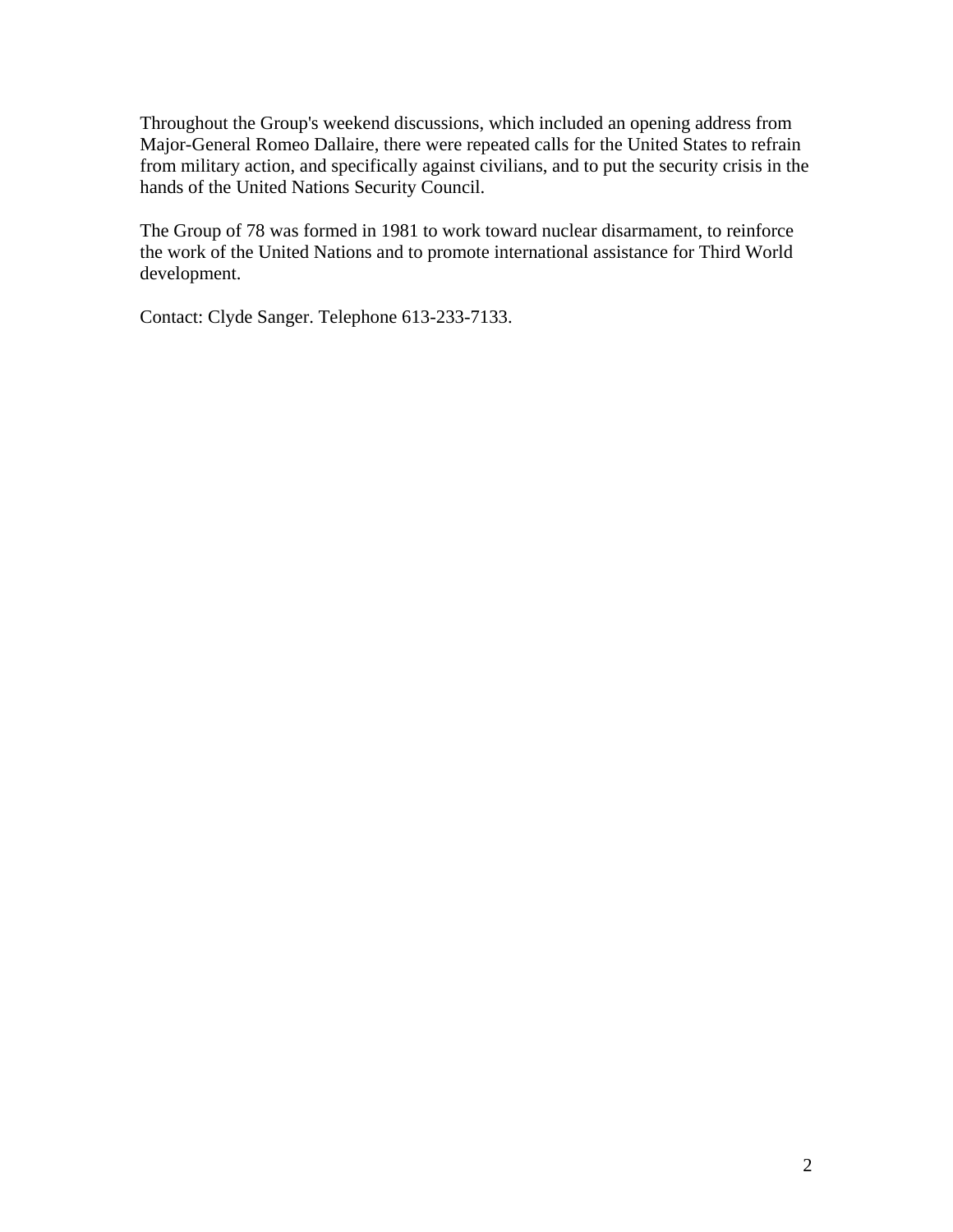Throughout the Group's weekend discussions, which included an opening address from Major-General Romeo Dallaire, there were repeated calls for the United States to refrain from military action, and specifically against civilians, and to put the security crisis in the hands of the United Nations Security Council.

The Group of 78 was formed in 1981 to work toward nuclear disarmament, to reinforce the work of the United Nations and to promote international assistance for Third World development.

Contact: Clyde Sanger. Telephone 613-233-7133.